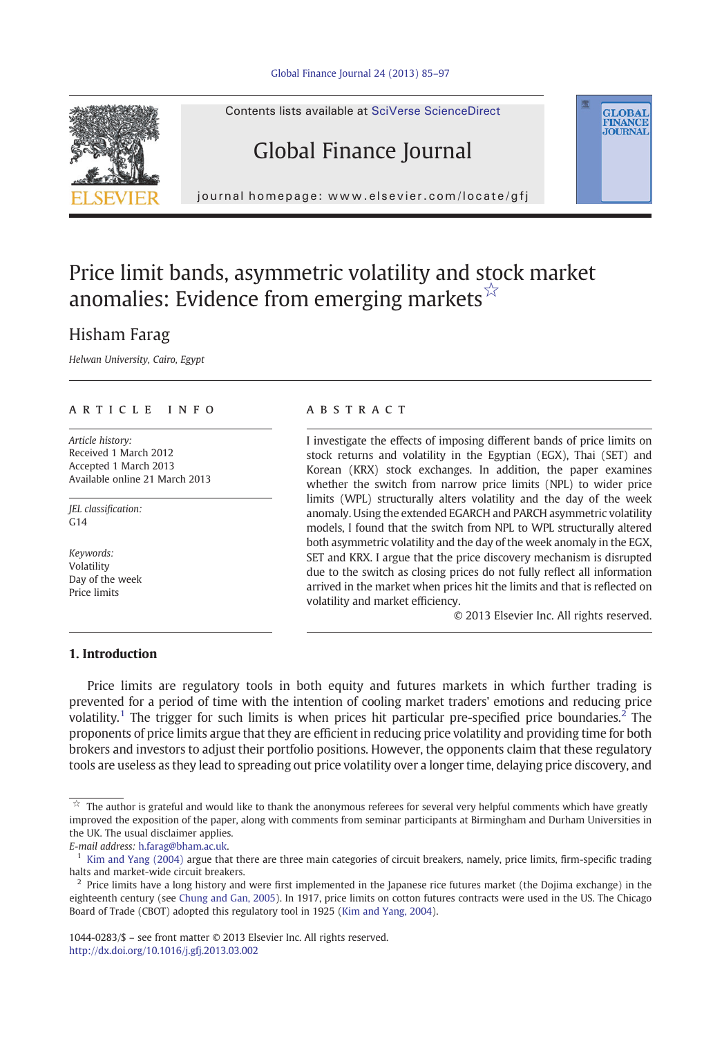# Price limit bands, asymmetric volatility and stock market anomalies: Evidence from emerging markets ☆

Hisham Farag

*Helwan University, Cairo, Egypt*

## ARTICLE INFO

*Article history:*
Received 1 March 2012
Accepted 1 March 2013
Available online 21 March 2013

*JEL classification:*
G14

*Keywords:*
Volatility
Day of the week
Price limits

## ABSTRACT

I investigate the effects of imposing different bands of price limits on stock returns and volatility in the Egyptian (EGX), Thai (SET) and Korean (KRX) stock exchanges. In addition, the paper examines whether the switch from narrow price limits (NPL) to wider price limits (WPL) structurally alters volatility and the day of the week anomaly. Using the extended EGARCH and PARCH asymmetric volatility models, I found that the switch from NPL to WPL structurally altered both asymmetric volatility and the day of the week anomaly in the EGX, SET and KRX. I argue that the price discovery mechanism is disrupted due to the switch as closing prices do not fully reflect all information arrived in the market when prices hit the limits and that is reflected on volatility and market efficiency.

© 2013 Elsevier Inc. All rights reserved.

## 1. Introduction

Price limits are regulatory tools in both equity and futures markets in which further trading is prevented for a period of time with the intention of cooling market traders' emotions and reducing price volatility.[1] The trigger for such limits is when prices hit particular pre-specified price boundaries.[2] The proponents of price limits argue that they are efficient in reducing price volatility and providing time for both brokers and investors to adjust their portfolio positions. However, the opponents claim that these regulatory tools are useless as they lead to spreading out price volatility over a longer time, delaying price discovery, and

---

☆ The author is grateful and would like to thank the anonymous referees for several very helpful comments which have greatly improved the exposition of the paper, along with comments from seminar participants at Birmingham and Durham Universities in the UK. The usual disclaimer applies.

*E-mail address:* h.farag@bham.ac.uk.

[1] Kim and Yang (2004) argue that there are three main categories of circuit breakers, namely, price limits, firm-specific trading halts and market-wide circuit breakers.

[2] Price limits have a long history and were first implemented in the Japanese rice futures market (the Dojima exchange) in the eighteenth century (see Chung and Gan, 2005). In 1917, price limits on cotton futures contracts were used in the US. The Chicago Board of Trade (CBOT) adopted this regulatory tool in 1925 (Kim and Yang, 2004).

1044-0283/$ – see front matter © 2013 Elsevier Inc. All rights reserved.
http://dx.doi.org/10.1016/j.gfj.2013.03.002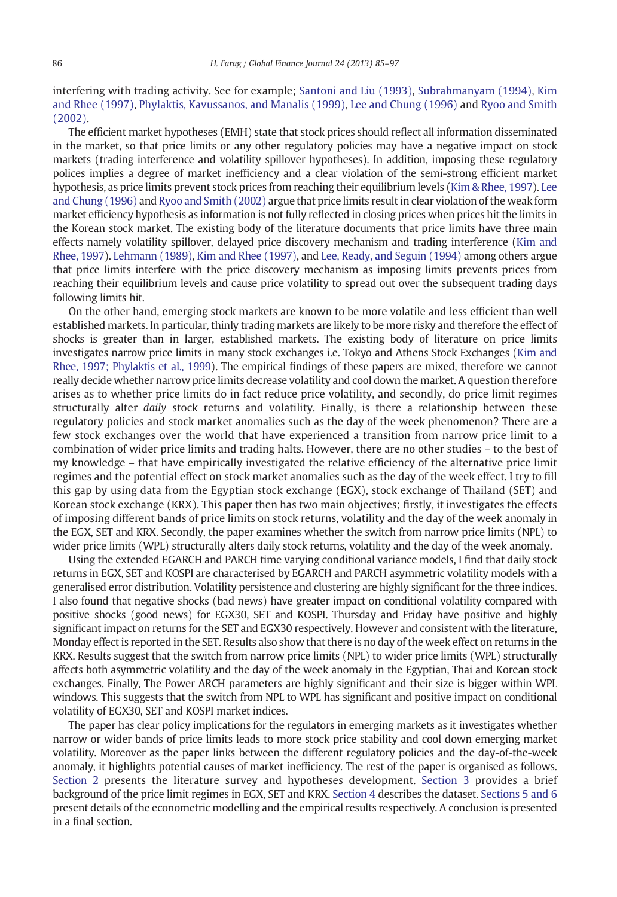interfering with trading activity. See for example; Santoni and Liu (1993), Subrahmanyam (1994), Kim and Rhee (1997), Phylaktis, Kavussanos, and Manalis (1999), Lee and Chung (1996) and Ryoo and Smith (2002).

The efficient market hypotheses (EMH) state that stock prices should reflect all information disseminated in the market, so that price limits or any other regulatory policies may have a negative impact on stock markets (trading interference and volatility spillover hypotheses). In addition, imposing these regulatory polices implies a degree of market inefficiency and a clear violation of the semi-strong efficient market hypothesis, as price limits prevent stock prices from reaching their equilibrium levels (Kim & Rhee, 1997). Lee and Chung (1996) and Ryoo and Smith (2002) argue that price limits result in clear violation of the weak form market efficiency hypothesis as information is not fully reflected in closing prices when prices hit the limits in the Korean stock market. The existing body of the literature documents that price limits have three main effects namely volatility spillover, delayed price discovery mechanism and trading interference (Kim and Rhee, 1997). Lehmann (1989), Kim and Rhee (1997), and Lee, Ready, and Seguin (1994) among others argue that price limits interfere with the price discovery mechanism as imposing limits prevents prices from reaching their equilibrium levels and cause price volatility to spread out over the subsequent trading days following limits hit.

On the other hand, emerging stock markets are known to be more volatile and less efficient than well established markets. In particular, thinly trading markets are likely to be more risky and therefore the effect of shocks is greater than in larger, established markets. The existing body of literature on price limits investigates narrow price limits in many stock exchanges i.e. Tokyo and Athens Stock Exchanges (Kim and Rhee, 1997; Phylaktis et al., 1999). The empirical findings of these papers are mixed, therefore we cannot really decide whether narrow price limits decrease volatility and cool down the market. A question therefore arises as to whether price limits do in fact reduce price volatility, and secondly, do price limit regimes structurally alter *daily* stock returns and volatility. Finally, is there a relationship between these regulatory policies and stock market anomalies such as the day of the week phenomenon? There are a few stock exchanges over the world that have experienced a transition from narrow price limit to a combination of wider price limits and trading halts. However, there are no other studies – to the best of my knowledge – that have empirically investigated the relative efficiency of the alternative price limit regimes and the potential effect on stock market anomalies such as the day of the week effect. I try to fill this gap by using data from the Egyptian stock exchange (EGX), stock exchange of Thailand (SET) and Korean stock exchange (KRX). This paper then has two main objectives; firstly, it investigates the effects of imposing different bands of price limits on stock returns, volatility and the day of the week anomaly in the EGX, SET and KRX. Secondly, the paper examines whether the switch from narrow price limits (NPL) to wider price limits (WPL) structurally alters daily stock returns, volatility and the day of the week anomaly.

Using the extended EGARCH and PARCH time varying conditional variance models, I find that daily stock returns in EGX, SET and KOSPI are characterised by EGARCH and PARCH asymmetric volatility models with a generalised error distribution. Volatility persistence and clustering are highly significant for the three indices. I also found that negative shocks (bad news) have greater impact on conditional volatility compared with positive shocks (good news) for EGX30, SET and KOSPI. Thursday and Friday have positive and highly significant impact on returns for the SET and EGX30 respectively. However and consistent with the literature, Monday effect is reported in the SET. Results also show that there is no day of the week effect on returns in the KRX. Results suggest that the switch from narrow price limits (NPL) to wider price limits (WPL) structurally affects both asymmetric volatility and the day of the week anomaly in the Egyptian, Thai and Korean stock exchanges. Finally, The Power ARCH parameters are highly significant and their size is bigger within WPL windows. This suggests that the switch from NPL to WPL has significant and positive impact on conditional volatility of EGX30, SET and KOSPI market indices.

The paper has clear policy implications for the regulators in emerging markets as it investigates whether narrow or wider bands of price limits leads to more stock price stability and cool down emerging market volatility. Moreover as the paper links between the different regulatory policies and the day-of-the-week anomaly, it highlights potential causes of market inefficiency. The rest of the paper is organised as follows. Section 2 presents the literature survey and hypotheses development. Section 3 provides a brief background of the price limit regimes in EGX, SET and KRX. Section 4 describes the dataset. Sections 5 and 6 present details of the econometric modelling and the empirical results respectively. A conclusion is presented in a final section.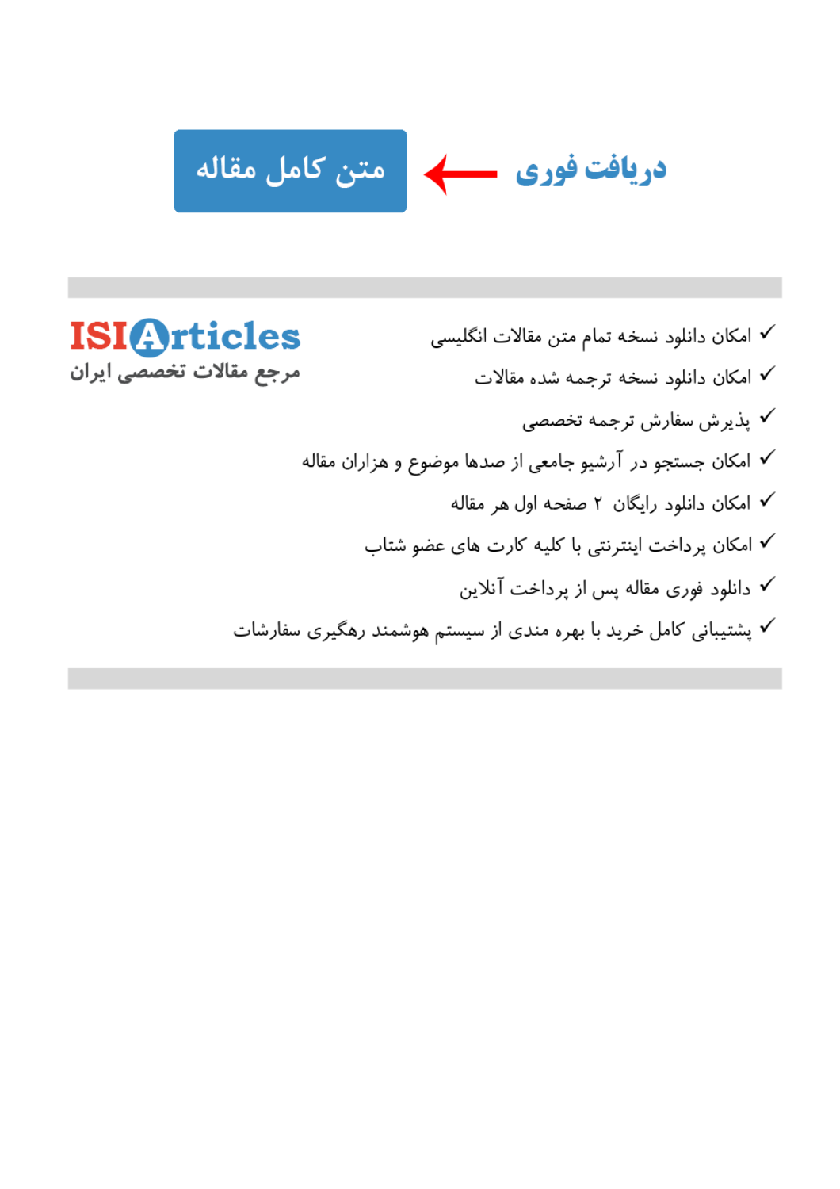دریافت فوری ← متن کامل مقاله

**ISIArticles**
مرجع مقالات تخصصی ایران

- ✓ امکان دانلود نسخه تمام متن مقالات انگلیسی
- ✓ امکان دانلود نسخه ترجمه شده مقالات
- ✓ پذیرش سفارش ترجمه تخصصی
- ✓ امکان جستجو در آرشیو جامعی از صدها موضوع و هزاران مقاله
- ✓ امکان دانلود رایگان ۲ صفحه اول هر مقاله
- ✓ امکان پرداخت اینترنتی با کلیه کارت های عضو شتاب
- ✓ دانلود فوری مقاله پس از پرداخت آنلاین
- ✓ پشتیبانی کامل خرید با بهره مندی از سیستم هوشمند رهگیری سفارشات